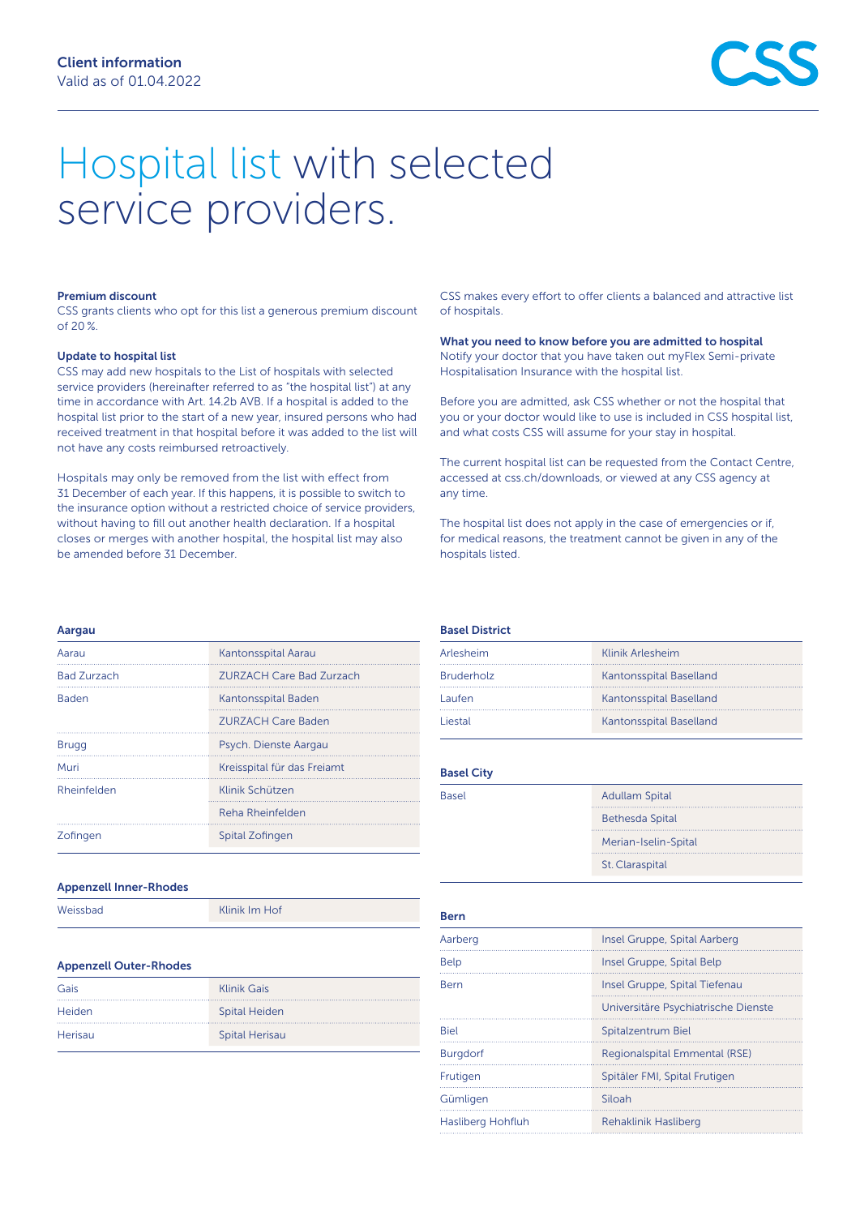**Client information**
Valid as of 01.04.2022

# Hospital list with selected service providers.

**Premium discount**
CSS grants clients who opt for this list a generous premium discount of 20 %.

**Update to hospital list**
CSS may add new hospitals to the List of hospitals with selected service providers (hereinafter referred to as "the hospital list") at any time in accordance with Art. 14.2b AVB. If a hospital is added to the hospital list prior to the start of a new year, insured persons who had received treatment in that hospital before it was added to the list will not have any costs reimbursed retroactively.

Hospitals may only be removed from the list with effect from 31 December of each year. If this happens, it is possible to switch to the insurance option without a restricted choice of service providers, without having to fill out another health declaration. If a hospital closes or merges with another hospital, the hospital list may also be amended before 31 December.

CSS makes every effort to offer clients a balanced and attractive list of hospitals.

**What you need to know before you are admitted to hospital**
Notify your doctor that you have taken out myFlex Semi-private Hospitalisation Insurance with the hospital list.

Before you are admitted, ask CSS whether or not the hospital that you or your doctor would like to use is included in CSS hospital list, and what costs CSS will assume for your stay in hospital.

The current hospital list can be requested from the Contact Centre, accessed at css.ch/downloads, or viewed at any CSS agency at any time.

The hospital list does not apply in the case of emergencies or if, for medical reasons, the treatment cannot be given in any of the hospitals listed.

### Aargau

| | |
|---|---|
| Aarau | Kantonsspital Aarau |
| Bad Zurzach | ZURZACH Care Bad Zurzach |
| Baden | Kantonsspital Baden |
| | ZURZACH Care Baden |
| Brugg | Psych. Dienste Aargau |
| Muri | Kreisspital für das Freiamt |
| Rheinfelden | Klinik Schützen |
| | Reha Rheinfelden |
| Zofingen | Spital Zofingen |

### Appenzell Inner-Rhodes

| | |
|---|---|
| Weissbad | Klinik Im Hof |

### Appenzell Outer-Rhodes

| | |
|---|---|
| Gais | Klinik Gais |
| Heiden | Spital Heiden |
| Herisau | Spital Herisau |

### Basel District

| | |
|---|---|
| Arlesheim | Klinik Arlesheim |
| Bruderholz | Kantonsspital Baselland |
| Laufen | Kantonsspital Baselland |
| Liestal | Kantonsspital Baselland |

### Basel City

| | |
|---|---|
| Basel | Adullam Spital |
| | Bethesda Spital |
| | Merian-Iselin-Spital |
| | St. Claraspital |

### Bern

| | |
|---|---|
| Aarberg | Insel Gruppe, Spital Aarberg |
| Belp | Insel Gruppe, Spital Belp |
| Bern | Insel Gruppe, Spital Tiefenau |
| | Universitäre Psychiatrische Dienste |
| Biel | Spitalzentrum Biel |
| Burgdorf | Regionalspital Emmental (RSE) |
| Frutigen | Spitäler FMI, Spital Frutigen |
| Gümligen | Siloah |
| Hasliberg Hohfluh | Rehaklinik Hasliberg |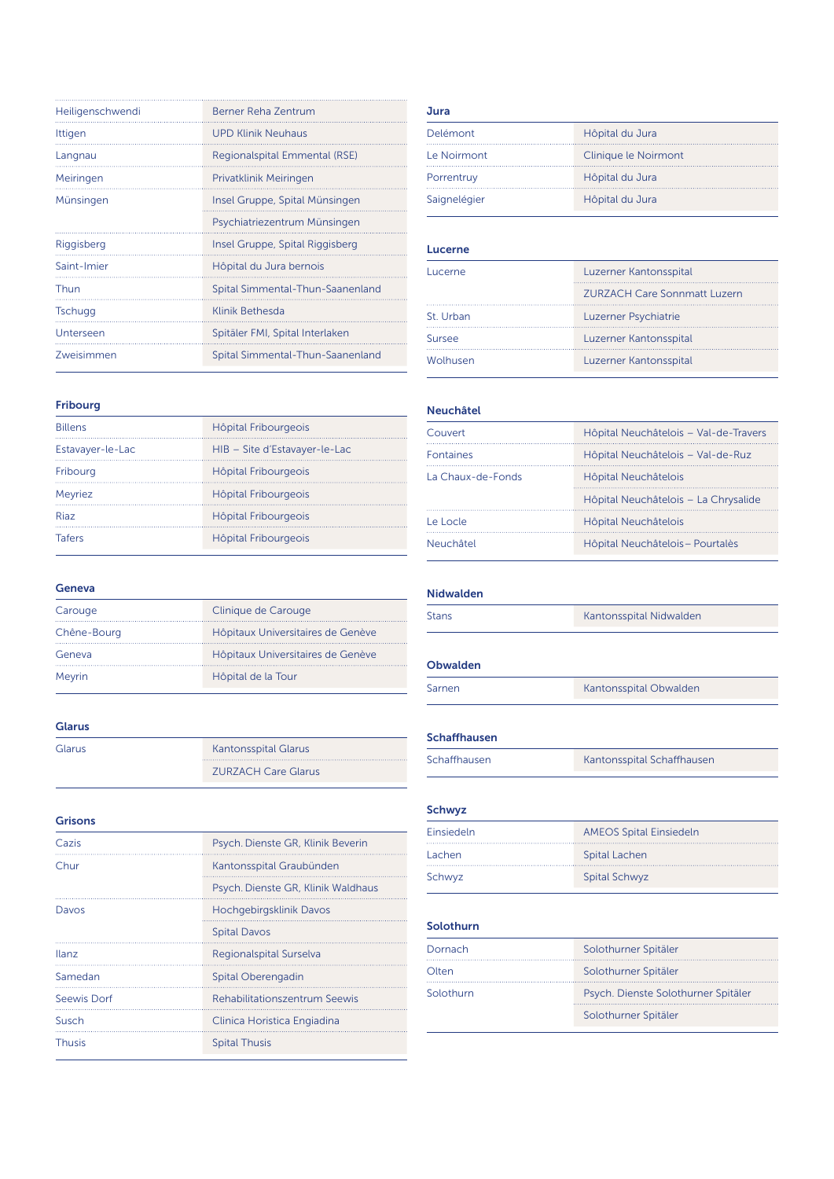| | |
|---|---|
| Heiligenschwendi | Berner Reha Zentrum |
| Ittigen | UPD Klinik Neuhaus |
| Langnau | Regionalspital Emmental (RSE) |
| Meiringen | Privatklinik Meiringen |
| Münsingen | Insel Gruppe, Spital Münsingen |
| | Psychiatriezentrum Münsingen |
| Riggisberg | Insel Gruppe, Spital Riggisberg |
| Saint-Imier | Hôpital du Jura bernois |
| Thun | Spital Simmental-Thun-Saanenland |
| Tschugg | Klinik Bethesda |
| Unterseen | Spitäler FMI, Spital Interlaken |
| Zweisimmen | Spital Simmental-Thun-Saanenland |

## Fribourg

| | |
|---|---|
| Billens | Hôpital Fribourgeois |
| Estavayer-le-Lac | HIB – Site d'Estavayer-le-Lac |
| Fribourg | Hôpital Fribourgeois |
| Meyriez | Hôpital Fribourgeois |
| Riaz | Hôpital Fribourgeois |
| Tafers | Hôpital Fribourgeois |

## Geneva

| | |
|---|---|
| Carouge | Clinique de Carouge |
| Chêne-Bourg | Hôpitaux Universitaires de Genève |
| Geneva | Hôpitaux Universitaires de Genève |
| Meyrin | Hôpital de la Tour |

## Glarus

| | |
|---|---|
| Glarus | Kantonsspital Glarus |
| | ZURZACH Care Glarus |

## Grisons

| | |
|---|---|
| Cazis | Psych. Dienste GR, Klinik Beverin |
| Chur | Kantonsspital Graubünden |
| | Psych. Dienste GR, Klinik Waldhaus |
| Davos | Hochgebirgsklinik Davos |
| | Spital Davos |
| Ilanz | Regionalspital Surselva |
| Samedan | Spital Oberengadin |
| Seewis Dorf | Rehabilitationszentrum Seewis |
| Susch | Clinica Horistica Engiadina |
| Thusis | Spital Thusis |

## Jura

| | |
|---|---|
| Delémont | Hôpital du Jura |
| Le Noirmont | Clinique le Noirmont |
| Porrentruy | Hôpital du Jura |
| Saignelégier | Hôpital du Jura |

## Lucerne

| | |
|---|---|
| Lucerne | Luzerner Kantonsspital |
| | ZURZACH Care Sonnmatt Luzern |
| St. Urban | Luzerner Psychiatrie |
| Sursee | Luzerner Kantonsspital |
| Wolhusen | Luzerner Kantonsspital |

## Neuchâtel

| | |
|---|---|
| Couvert | Hôpital Neuchâtelois – Val-de-Travers |
| Fontaines | Hôpital Neuchâtelois – Val-de-Ruz |
| La Chaux-de-Fonds | Hôpital Neuchâtelois |
| | Hôpital Neuchâtelois – La Chrysalide |
| Le Locle | Hôpital Neuchâtelois |
| Neuchâtel | Hôpital Neuchâtelois – Pourtalès |

## Nidwalden

| | |
|---|---|
| Stans | Kantonsspital Nidwalden |

## Obwalden

| | |
|---|---|
| Sarnen | Kantonsspital Obwalden |

## Schaffhausen

| | |
|---|---|
| Schaffhausen | Kantonsspital Schaffhausen |

## Schwyz

| | |
|---|---|
| Einsiedeln | AMEOS Spital Einsiedeln |
| Lachen | Spital Lachen |
| Schwyz | Spital Schwyz |

## Solothurn

| | |
|---|---|
| Dornach | Solothurner Spitäler |
| Olten | Solothurner Spitäler |
| Solothurn | Psych. Dienste Solothurner Spitäler |
| | Solothurner Spitäler |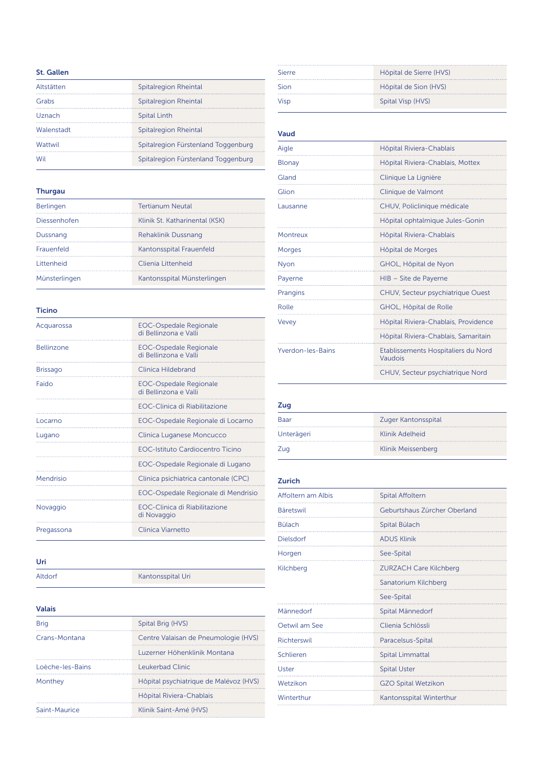## St. Gallen

| | |
|---|---|
| Altstätten | Spitalregion Rheintal |
| Grabs | Spitalregion Rheintal |
| Uznach | Spital Linth |
| Walenstadt | Spitalregion Rheintal |
| Wattwil | Spitalregion Fürstenland Toggenburg |
| Wil | Spitalregion Fürstenland Toggenburg |

## Thurgau

| | |
|---|---|
| Berlingen | Tertianum Neutal |
| Diessenhofen | Klinik St. Katharinental (KSK) |
| Dussnang | Rehaklinik Dussnang |
| Frauenfeld | Kantonsspital Frauenfeld |
| Littenheid | Clienia Littenheid |
| Münsterlingen | Kantonsspital Münsterlingen |

## Ticino

| | |
|---|---|
| Acquarossa | EOC-Ospedale Regionale di Bellinzona e Valli |
| Bellinzone | EOC-Ospedale Regionale di Bellinzona e Valli |
| Brissago | Clinica Hildebrand |
| Faido | EOC-Ospedale Regionale di Bellinzona e Valli |
| | EOC-Clinica di Riabilitazione |
| Locarno | EOC-Ospedale Regionale di Locarno |
| Lugano | Clinica Luganese Moncucco |
| | EOC-Istituto Cardiocentro Ticino |
| | EOC-Ospedale Regionale di Lugano |
| Mendrisio | Clinica psichiatrica cantonale (CPC) |
| | EOC-Ospedale Regionale di Mendrisio |
| Novaggio | EOC-Clinica di Riabilitazione di Novaggio |
| Pregassona | Clinica Viarnetto |

## Uri

| | |
|---|---|
| Altdorf | Kantonsspital Uri |

## Valais

| | |
|---|---|
| Brig | Spital Brig (HVS) |
| Crans-Montana | Centre Valaisan de Pneumologie (HVS) |
| | Luzerner Höhenklinik Montana |
| Loèche-les-Bains | Leukerbad Clinic |
| Monthey | Hôpital psychiatrique de Malévoz (HVS) |
| | Hôpital Riviera-Chablais |
| Saint-Maurice | Klinik Saint-Amé (HVS) |
| Sierre | Hôpital de Sierre (HVS) |
| Sion | Hôpital de Sion (HVS) |
| Visp | Spital Visp (HVS) |

## Vaud

| | |
|---|---|
| Aigle | Hôpital Riviera-Chablais |
| Blonay | Hôpital Riviera-Chablais, Mottex |
| Gland | Clinique La Lignière |
| Glion | Clinique de Valmont |
| Lausanne | CHUV, Policlinique médicale |
| | Hôpital ophtalmique Jules-Gonin |
| Montreux | Hôpital Riviera-Chablais |
| Morges | Hôpital de Morges |
| Nyon | GHOL, Hôpital de Nyon |
| Payerne | HIB – Site de Payerne |
| Prangins | CHUV, Secteur psychiatrique Ouest |
| Rolle | GHOL, Hôpital de Rolle |
| Vevey | Hôpital Riviera-Chablais, Providence |
| | Hôpital Riviera-Chablais, Samaritain |
| Yverdon-les-Bains | Etablissements Hospitaliers du Nord Vaudois |
| | CHUV, Secteur psychiatrique Nord |

## Zug

| | |
|---|---|
| Baar | Zuger Kantonsspital |
| Unterägeri | Klinik Adelheid |
| Zug | Klinik Meissenberg |

## Zurich

| | |
|---|---|
| Affoltern am Albis | Spital Affoltern |
| Bäretswil | Geburtshaus Zürcher Oberland |
| Bülach | Spital Bülach |
| Dielsdorf | ADUS Klinik |
| Horgen | See-Spital |
| Kilchberg | ZURZACH Care Kilchberg |
| | Sanatorium Kilchberg |
| | See-Spital |
| Männedorf | Spital Männedorf |
| Oetwil am See | Clienia Schlössli |
| Richterswil | Paracelsus-Spital |
| Schlieren | Spital Limmattal |
| Uster | Spital Uster |
| Wetzikon | GZO Spital Wetzikon |
| Winterthur | Kantonsspital Winterthur |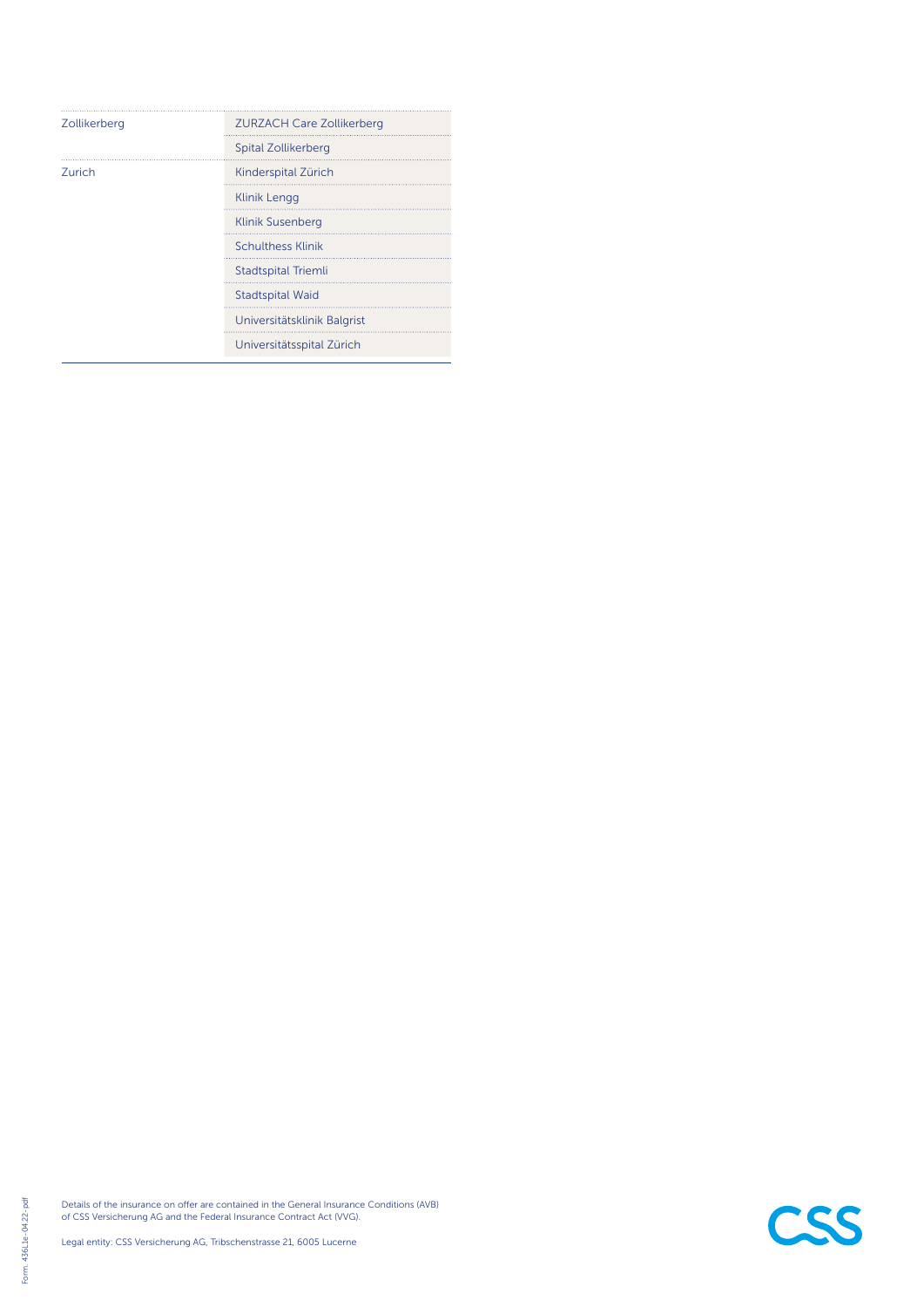| | |
|---|---|
| Zollikerberg | ZURZACH Care Zollikerberg |
| | Spital Zollikerberg |
| Zurich | Kinderspital Zürich |
| | Klinik Lengg |
| | Klinik Susenberg |
| | Schulthess Klinik |
| | Stadtspital Triemli |
| | Stadtspital Waid |
| | Universitätsklinik Balgrist |
| | Universitätsspital Zürich |

Details of the insurance on offer are contained in the General Insurance Conditions (AVB) of CSS Versicherung AG and the Federal Insurance Contract Act (VVG).

Legal entity: CSS Versicherung AG, Tribschenstrasse 21, 6005 Lucerne

Form. 436L1e-04.22-pdf

CSS